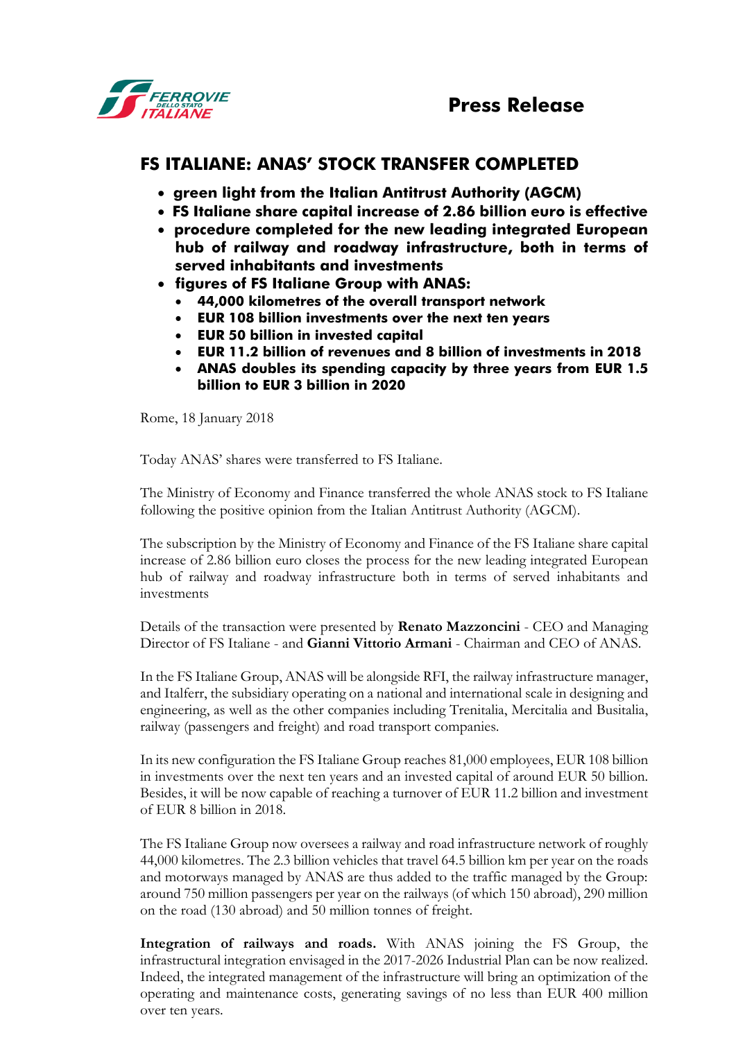**Press Release**

# FS ITALIANE: ANAS' STOCK TRANSFER COMPLETED

- **green light from the Italian Antitrust Authority (AGCM)**
- **FS Italiane share capital increase of 2.86 billion euro is effective**
- **procedure completed for the new leading integrated European hub of railway and roadway infrastructure, both in terms of served inhabitants and investments**
- **figures of FS Italiane Group with ANAS:**
  - **44,000 kilometres of the overall transport network**
  - **EUR 108 billion investments over the next ten years**
  - **EUR 50 billion in invested capital**
  - **EUR 11.2 billion of revenues and 8 billion of investments in 2018**
  - **ANAS doubles its spending capacity by three years from EUR 1.5 billion to EUR 3 billion in 2020**

Rome, 18 January 2018

Today ANAS' shares were transferred to FS Italiane.

The Ministry of Economy and Finance transferred the whole ANAS stock to FS Italiane following the positive opinion from the Italian Antitrust Authority (AGCM).

The subscription by the Ministry of Economy and Finance of the FS Italiane share capital increase of 2.86 billion euro closes the process for the new leading integrated European hub of railway and roadway infrastructure both in terms of served inhabitants and investments

Details of the transaction were presented by **Renato Mazzoncini** - CEO and Managing Director of FS Italiane - and **Gianni Vittorio Armani** - Chairman and CEO of ANAS.

In the FS Italiane Group, ANAS will be alongside RFI, the railway infrastructure manager, and Italferr, the subsidiary operating on a national and international scale in designing and engineering, as well as the other companies including Trenitalia, Mercitalia and Busitalia, railway (passengers and freight) and road transport companies.

In its new configuration the FS Italiane Group reaches 81,000 employees, EUR 108 billion in investments over the next ten years and an invested capital of around EUR 50 billion. Besides, it will be now capable of reaching a turnover of EUR 11.2 billion and investment of EUR 8 billion in 2018.

The FS Italiane Group now oversees a railway and road infrastructure network of roughly 44,000 kilometres. The 2.3 billion vehicles that travel 64.5 billion km per year on the roads and motorways managed by ANAS are thus added to the traffic managed by the Group: around 750 million passengers per year on the railways (of which 150 abroad), 290 million on the road (130 abroad) and 50 million tonnes of freight.

**Integration of railways and roads.** With ANAS joining the FS Group, the infrastructural integration envisaged in the 2017-2026 Industrial Plan can be now realized. Indeed, the integrated management of the infrastructure will bring an optimization of the operating and maintenance costs, generating savings of no less than EUR 400 million over ten years.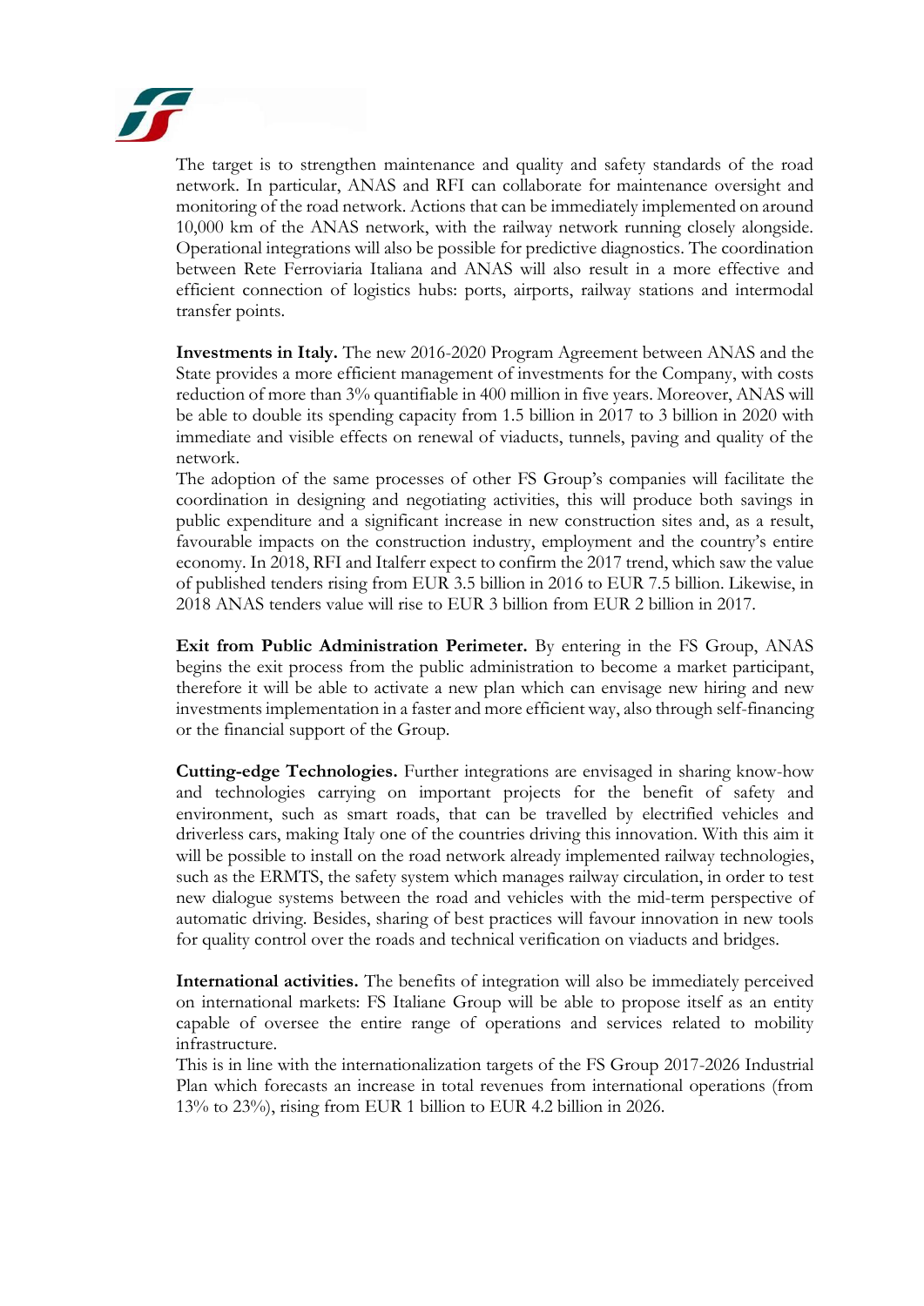The target is to strengthen maintenance and quality and safety standards of the road network. In particular, ANAS and RFI can collaborate for maintenance oversight and monitoring of the road network. Actions that can be immediately implemented on around 10,000 km of the ANAS network, with the railway network running closely alongside. Operational integrations will also be possible for predictive diagnostics. The coordination between Rete Ferroviaria Italiana and ANAS will also result in a more effective and efficient connection of logistics hubs: ports, airports, railway stations and intermodal transfer points.

**Investments in Italy.** The new 2016-2020 Program Agreement between ANAS and the State provides a more efficient management of investments for the Company, with costs reduction of more than 3% quantifiable in 400 million in five years. Moreover, ANAS will be able to double its spending capacity from 1.5 billion in 2017 to 3 billion in 2020 with immediate and visible effects on renewal of viaducts, tunnels, paving and quality of the network.
The adoption of the same processes of other FS Group's companies will facilitate the coordination in designing and negotiating activities, this will produce both savings in public expenditure and a significant increase in new construction sites and, as a result, favourable impacts on the construction industry, employment and the country's entire economy. In 2018, RFI and Italferr expect to confirm the 2017 trend, which saw the value of published tenders rising from EUR 3.5 billion in 2016 to EUR 7.5 billion. Likewise, in 2018 ANAS tenders value will rise to EUR 3 billion from EUR 2 billion in 2017.

**Exit from Public Administration Perimeter.** By entering in the FS Group, ANAS begins the exit process from the public administration to become a market participant, therefore it will be able to activate a new plan which can envisage new hiring and new investments implementation in a faster and more efficient way, also through self-financing or the financial support of the Group.

**Cutting-edge Technologies.** Further integrations are envisaged in sharing know-how and technologies carrying on important projects for the benefit of safety and environment, such as smart roads, that can be travelled by electrified vehicles and driverless cars, making Italy one of the countries driving this innovation. With this aim it will be possible to install on the road network already implemented railway technologies, such as the ERMTS, the safety system which manages railway circulation, in order to test new dialogue systems between the road and vehicles with the mid-term perspective of automatic driving. Besides, sharing of best practices will favour innovation in new tools for quality control over the roads and technical verification on viaducts and bridges.

**International activities.** The benefits of integration will also be immediately perceived on international markets: FS Italiane Group will be able to propose itself as an entity capable of oversee the entire range of operations and services related to mobility infrastructure.
This is in line with the internationalization targets of the FS Group 2017-2026 Industrial Plan which forecasts an increase in total revenues from international operations (from 13% to 23%), rising from EUR 1 billion to EUR 4.2 billion in 2026.